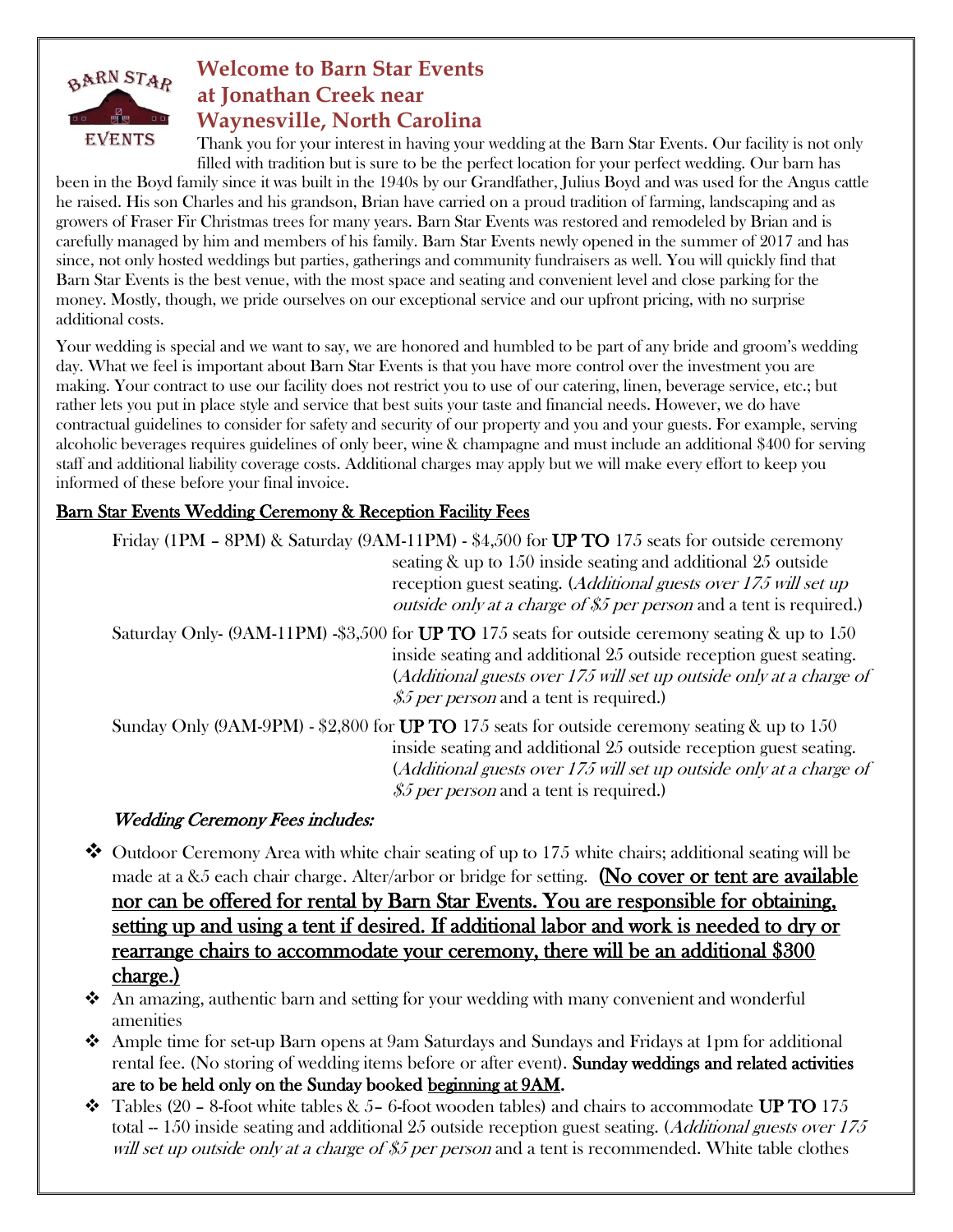BARN STAR EVENTS

# Welcome to Barn Star Events at Jonathan Creek near Waynesville, North Carolina

Thank you for your interest in having your wedding at the Barn Star Events. Our facility is not only filled with tradition but is sure to be the perfect location for your perfect wedding. Our barn has been in the Boyd family since it was built in the 1940s by our Grandfather, Julius Boyd and was used for the Angus cattle he raised. His son Charles and his grandson, Brian have carried on a proud tradition of farming, landscaping and as growers of Fraser Fir Christmas trees for many years. Barn Star Events was restored and remodeled by Brian and is carefully managed by him and members of his family. Barn Star Events newly opened in the summer of 2017 and has since, not only hosted weddings but parties, gatherings and community fundraisers as well. You will quickly find that Barn Star Events is the best venue, with the most space and seating and convenient level and close parking for the money. Mostly, though, we pride ourselves on our exceptional service and our upfront pricing, with no surprise additional costs.

Your wedding is special and we want to say, we are honored and humbled to be part of any bride and groom's wedding day. What we feel is important about Barn Star Events is that you have more control over the investment you are making. Your contract to use our facility does not restrict you to use of our catering, linen, beverage service, etc.; but rather lets you put in place style and service that best suits your taste and financial needs. However, we do have contractual guidelines to consider for safety and security of our property and you and your guests. For example, serving alcoholic beverages requires guidelines of only beer, wine & champagne and must include an additional $400 for serving staff and additional liability coverage costs. Additional charges may apply but we will make every effort to keep you informed of these before your final invoice.

## Barn Star Events Wedding Ceremony & Reception Facility Fees

Friday (1PM – 8PM) & Saturday (9AM-11PM) - $4,500 for **UP TO** 175 seats for outside ceremony seating & up to 150 inside seating and additional 25 outside reception guest seating. (*Additional guests over 175 will set up outside only at a charge of $5 per person* and a tent is required.)

Saturday Only- (9AM-11PM) -$3,500 for **UP TO** 175 seats for outside ceremony seating & up to 150 inside seating and additional 25 outside reception guest seating. (*Additional guests over 175 will set up outside only at a charge of $5 per person* and a tent is required.)

Sunday Only (9AM-9PM) - $2,800 for **UP TO** 175 seats for outside ceremony seating & up to 150 inside seating and additional 25 outside reception guest seating. (*Additional guests over 175 will set up outside only at a charge of $5 per person* and a tent is required.)

*Wedding Ceremony Fees includes:*

- Outdoor Ceremony Area with white chair seating of up to 175 white chairs; additional seating will be made at a &5 each chair charge. Alter/arbor or bridge for setting. **(No cover or tent are available nor can be offered for rental by Barn Star Events. You are responsible for obtaining, setting up and using a tent if desired. If additional labor and work is needed to dry or rearrange chairs to accommodate your ceremony, there will be an additional $300 charge.)**
- An amazing, authentic barn and setting for your wedding with many convenient and wonderful amenities
- Ample time for set-up Barn opens at 9am Saturdays and Sundays and Fridays at 1pm for additional rental fee. (No storing of wedding items before or after event). **Sunday weddings and related activities are to be held only on the Sunday booked beginning at 9AM.**
- Tables (20 – 8-foot white tables & 5– 6-foot wooden tables) and chairs to accommodate **UP TO** 175 total -- 150 inside seating and additional 25 outside reception guest seating. (*Additional guests over 175 will set up outside only at a charge of $5 per person* and a tent is recommended. White table clothes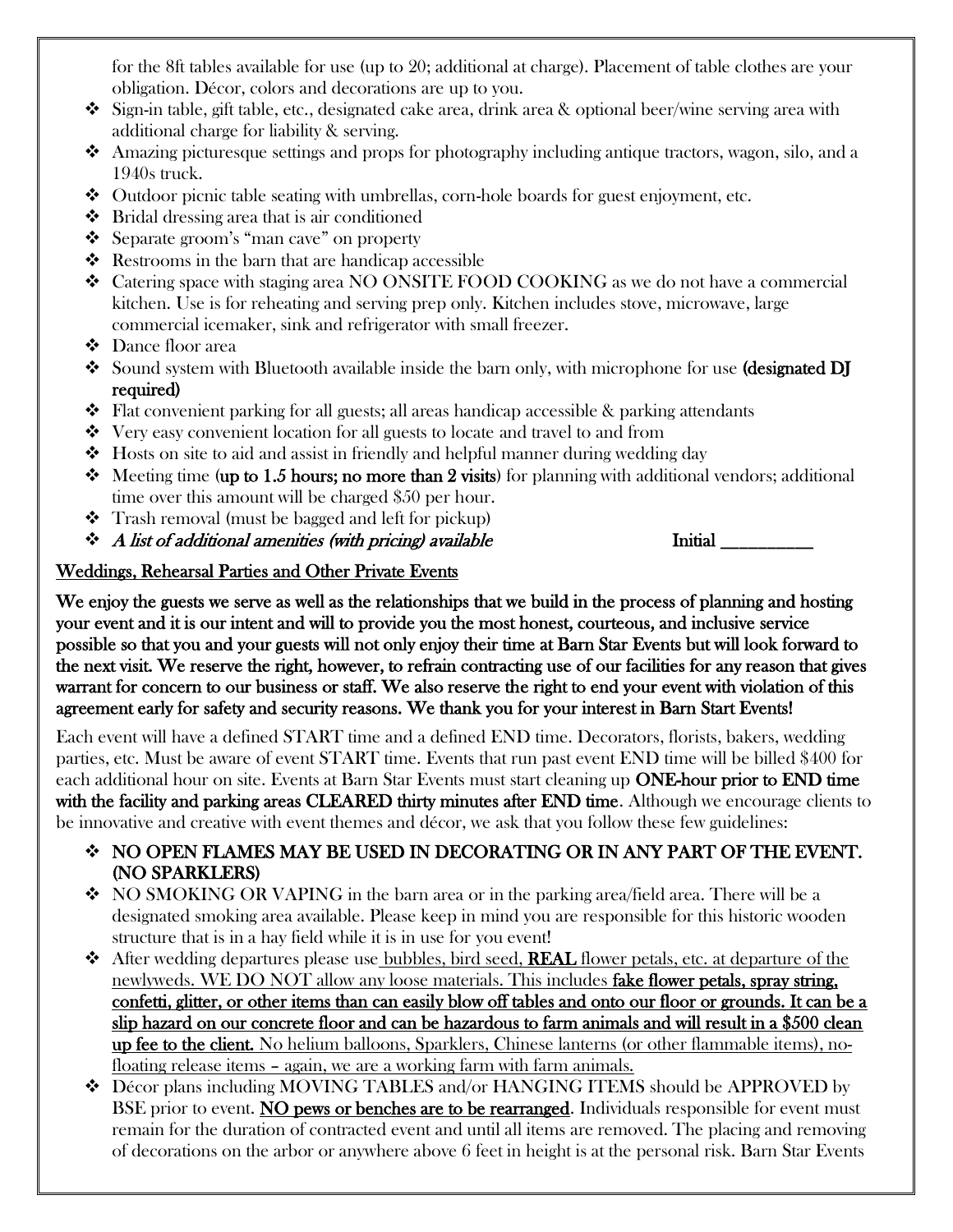for the 8ft tables available for use (up to 20; additional at charge). Placement of table clothes are your obligation. Décor, colors and decorations are up to you.

- Sign-in table, gift table, etc., designated cake area, drink area & optional beer/wine serving area with additional charge for liability & serving.
- Amazing picturesque settings and props for photography including antique tractors, wagon, silo, and a 1940s truck.
- Outdoor picnic table seating with umbrellas, corn-hole boards for guest enjoyment, etc.
- Bridal dressing area that is air conditioned
- Separate groom's "man cave" on property
- Restrooms in the barn that are handicap accessible
- Catering space with staging area NO ONSITE FOOD COOKING as we do not have a commercial kitchen. Use is for reheating and serving prep only. Kitchen includes stove, microwave, large commercial icemaker, sink and refrigerator with small freezer.
- Dance floor area
- Sound system with Bluetooth available inside the barn only, with microphone for use **(designated DJ required)**
- Flat convenient parking for all guests; all areas handicap accessible & parking attendants
- Very easy convenient location for all guests to locate and travel to and from
- Hosts on site to aid and assist in friendly and helpful manner during wedding day
- Meeting time **(up to 1.5 hours; no more than 2 visits)** for planning with additional vendors; additional time over this amount will be charged $50 per hour.
- Trash removal (must be bagged and left for pickup)
- *A list of additional amenities (with pricing) available* **Initial __________**

## Weddings, Rehearsal Parties and Other Private Events

**We enjoy the guests we serve as well as the relationships that we build in the process of planning and hosting your event and it is our intent and will to provide you the most honest, courteous, and inclusive service possible so that you and your guests will not only enjoy their time at Barn Star Events but will look forward to the next visit. We reserve the right, however, to refrain contracting use of our facilities for any reason that gives warrant for concern to our business or staff. We also reserve the right to end your event with violation of this agreement early for safety and security reasons. We thank you for your interest in Barn Start Events!**

Each event will have a defined START time and a defined END time. Decorators, florists, bakers, wedding parties, etc. Must be aware of event START time. Events that run past event END time will be billed $400 for each additional hour on site. Events at Barn Star Events must start cleaning up **ONE-hour prior to END time with the facility and parking areas CLEARED thirty minutes after END time**. Although we encourage clients to be innovative and creative with event themes and décor, we ask that you follow these few guidelines:

- **NO OPEN FLAMES MAY BE USED IN DECORATING OR IN ANY PART OF THE EVENT. (NO SPARKLERS)**
- NO SMOKING OR VAPING in the barn area or in the parking area/field area. There will be a designated smoking area available. Please keep in mind you are responsible for this historic wooden structure that is in a hay field while it is in use for you event!
- After wedding departures please use bubbles, bird seed, **REAL** flower petals, etc. at departure of the newlyweds. WE DO NOT allow any loose materials. This includes **fake flower petals, spray string, confetti, glitter, or other items than can easily blow off tables and onto our floor or grounds. It can be a slip hazard on our concrete floor and can be hazardous to farm animals and will result in a $500 clean up fee to the client.** No helium balloons, Sparklers, Chinese lanterns (or other flammable items), no-floating release items – again, we are a working farm with farm animals.
- Décor plans including MOVING TABLES and/or HANGING ITEMS should be APPROVED by BSE prior to event. **NO pews or benches are to be rearranged**. Individuals responsible for event must remain for the duration of contracted event and until all items are removed. The placing and removing of decorations on the arbor or anywhere above 6 feet in height is at the personal risk. Barn Star Events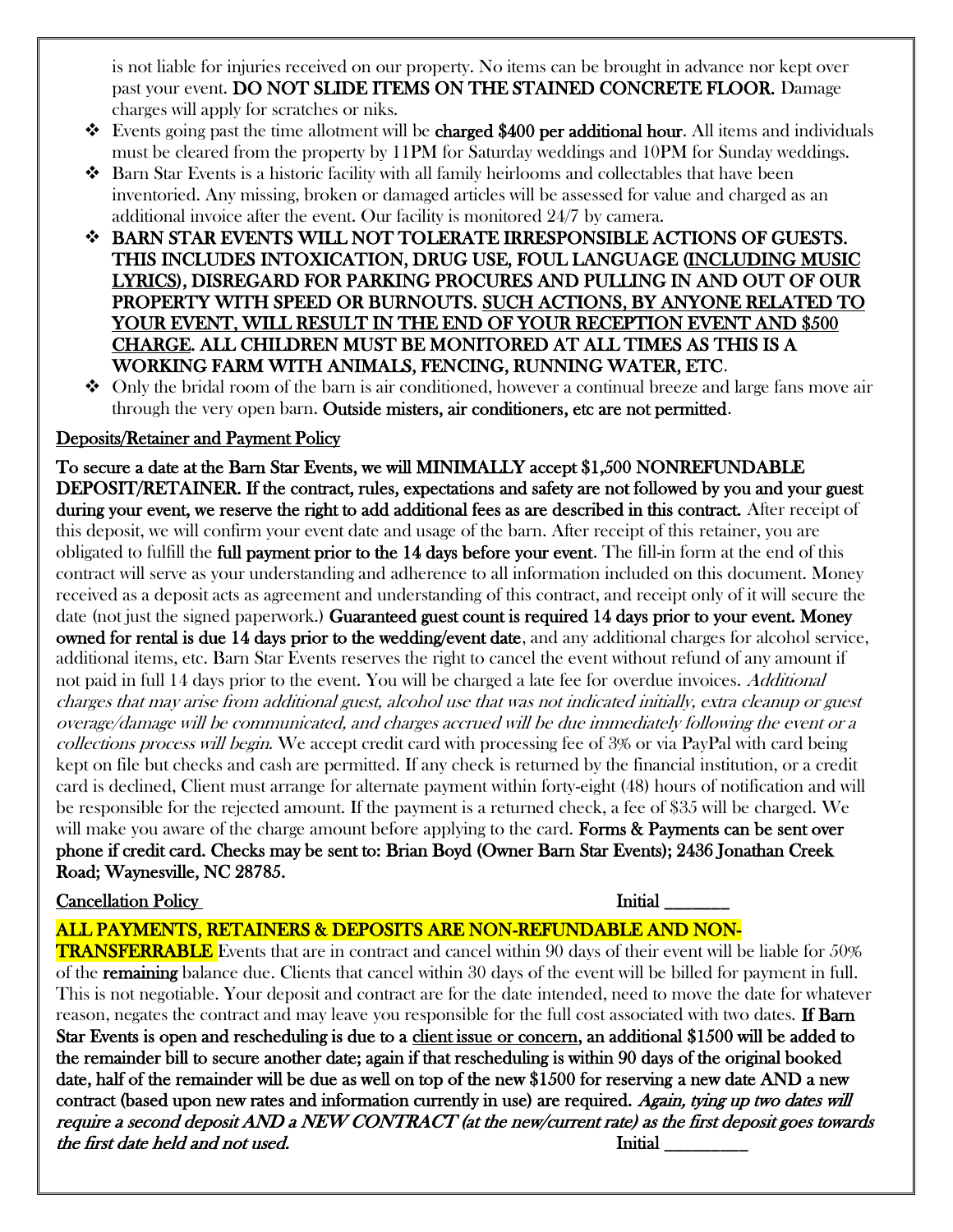is not liable for injuries received on our property. No items can be brought in advance nor kept over past your event. **DO NOT SLIDE ITEMS ON THE STAINED CONCRETE FLOOR.** Damage charges will apply for scratches or niks.

- Events going past the time allotment will be **charged $400 per additional hour**. All items and individuals must be cleared from the property by 11PM for Saturday weddings and 10PM for Sunday weddings.
- Barn Star Events is a historic facility with all family heirlooms and collectables that have been inventoried. Any missing, broken or damaged articles will be assessed for value and charged as an additional invoice after the event. Our facility is monitored 24/7 by camera.
- **BARN STAR EVENTS WILL NOT TOLERATE IRRESPONSIBLE ACTIONS OF GUESTS. THIS INCLUDES INTOXICATION, DRUG USE, FOUL LANGUAGE (<u>INCLUDING MUSIC LYRICS</u>), DISREGARD FOR PARKING PROCURES AND PULLING IN AND OUT OF OUR PROPERTY WITH SPEED OR BURNOUTS. <u>SUCH ACTIONS, BY ANYONE RELATED TO YOUR EVENT, WILL RESULT IN THE END OF YOUR RECEPTION EVENT AND $500 CHARGE</u>. ALL CHILDREN MUST BE MONITORED AT ALL TIMES AS THIS IS A WORKING FARM WITH ANIMALS, FENCING, RUNNING WATER, ETC**.
- Only the bridal room of the barn is air conditioned, however a continual breeze and large fans move air through the very open barn. **Outside misters, air conditioners, etc are not permitted**.

<u>Deposits/Retainer and Payment Policy</u>

**To secure a date at the Barn Star Events, we will MINIMALLY accept $1,500 NONREFUNDABLE DEPOSIT/RETAINER. If the contract, rules, expectations and safety are not followed by you and your guest during your event, we reserve the right to add additional fees as are described in this contract.** After receipt of this deposit, we will confirm your event date and usage of the barn. After receipt of this retainer, you are obligated to fulfill the **full payment prior to the 14 days before your event**. The fill-in form at the end of this contract will serve as your understanding and adherence to all information included on this document. Money received as a deposit acts as agreement and understanding of this contract, and receipt only of it will secure the date (not just the signed paperwork.) **Guaranteed guest count is required 14 days prior to your event. Money owned for rental is due 14 days prior to the wedding/event date**, and any additional charges for alcohol service, additional items, etc. Barn Star Events reserves the right to cancel the event without refund of any amount if not paid in full 14 days prior to the event. You will be charged a late fee for overdue invoices. *Additional charges that may arise from additional guest, alcohol use that was not indicated initially, extra cleanup or guest overage/damage will be communicated, and charges accrued will be due immediately following the event or a collections process will begin.* We accept credit card with processing fee of 3% or via PayPal with card being kept on file but checks and cash are permitted. If any check is returned by the financial institution, or a credit card is declined, Client must arrange for alternate payment within forty-eight (48) hours of notification and will be responsible for the rejected amount. If the payment is a returned check, a fee of $35 will be charged. We will make you aware of the charge amount before applying to the card. **Forms & Payments can be sent over phone if credit card. Checks may be sent to: Brian Boyd (Owner Barn Star Events); 2436 Jonathan Creek Road; Waynesville, NC 28785.**

**<u>Cancellation Policy</u>** **Initial _______**

**ALL PAYMENTS, RETAINERS & DEPOSITS ARE NON-REFUNDABLE AND NON-TRANSFERRABLE** Events that are in contract and cancel within 90 days of their event will be liable for 50% of the **remaining** balance due. Clients that cancel within 30 days of the event will be billed for payment in full. This is not negotiable. Your deposit and contract are for the date intended, need to move the date for whatever reason, negates the contract and may leave you responsible for the full cost associated with two dates. **If Barn Star Events is open and rescheduling is due to a <u>client issue or concern</u>, an additional $1500 will be added to the remainder bill to secure another date; again if that rescheduling is within 90 days of the original booked date, half of the remainder will be due as well on top of the new $1500 for reserving a new date AND a new contract (based upon new rates and information currently in use) are required.** ***Again, tying up two dates will require a second deposit AND a NEW CONTRACT (at the new/current rate) as the first deposit goes towards the first date held and not used.*** **Initial _________**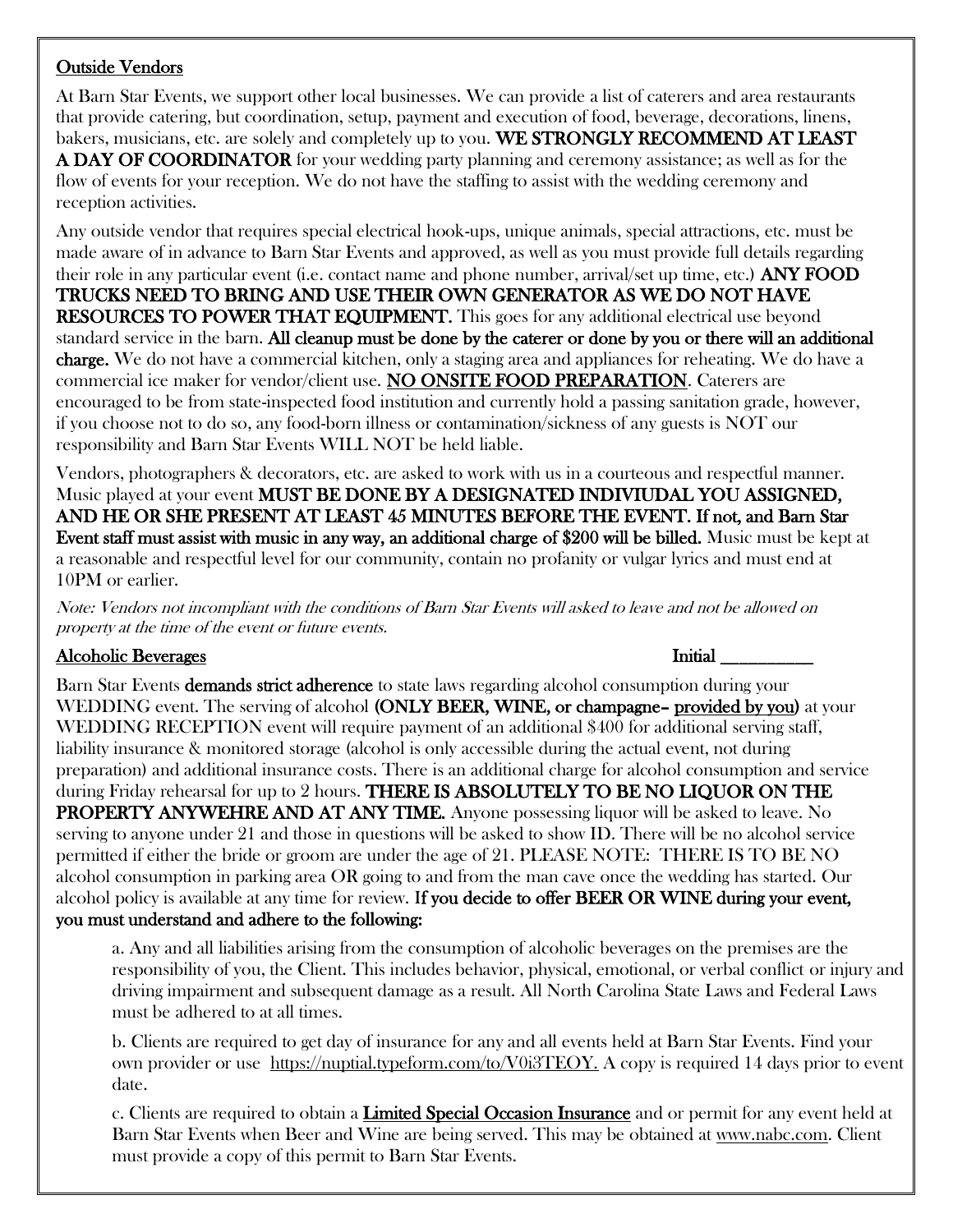## Outside Vendors

At Barn Star Events, we support other local businesses. We can provide a list of caterers and area restaurants that provide catering, but coordination, setup, payment and execution of food, beverage, decorations, linens, bakers, musicians, etc. are solely and completely up to you. **WE STRONGLY RECOMMEND AT LEAST A DAY OF COORDINATOR** for your wedding party planning and ceremony assistance; as well as for the flow of events for your reception. We do not have the staffing to assist with the wedding ceremony and reception activities.

Any outside vendor that requires special electrical hook-ups, unique animals, special attractions, etc. must be made aware of in advance to Barn Star Events and approved, as well as you must provide full details regarding their role in any particular event (i.e. contact name and phone number, arrival/set up time, etc.) **ANY FOOD TRUCKS NEED TO BRING AND USE THEIR OWN GENERATOR AS WE DO NOT HAVE RESOURCES TO POWER THAT EQUIPMENT.** This goes for any additional electrical use beyond standard service in the barn. **All cleanup must be done by the caterer or done by you or there will an additional charge.** We do not have a commercial kitchen, only a staging area and appliances for reheating. We do have a commercial ice maker for vendor/client use. **NO ONSITE FOOD PREPARATION**. Caterers are encouraged to be from state-inspected food institution and currently hold a passing sanitation grade, however, if you choose not to do so, any food-born illness or contamination/sickness of any guests is NOT our responsibility and Barn Star Events WILL NOT be held liable.

Vendors, photographers & decorators, etc. are asked to work with us in a courteous and respectful manner. Music played at your event **MUST BE DONE BY A DESIGNATED INDIVIUDAL YOU ASSIGNED, AND HE OR SHE PRESENT AT LEAST 45 MINUTES BEFORE THE EVENT. If not, and Barn Star Event staff must assist with music in any way, an additional charge of $200 will be billed.** Music must be kept at a reasonable and respectful level for our community, contain no profanity or vulgar lyrics and must end at 10PM or earlier.

*Note: Vendors not incompliant with the conditions of Barn Star Events will asked to leave and not be allowed on property at the time of the event or future events.*

## Alcoholic Beverages

Initial ___________

Barn Star Events **demands strict adherence** to state laws regarding alcohol consumption during your WEDDING event. The serving of alcohol **(ONLY BEER, WINE, or champagne– provided by you)** at your WEDDING RECEPTION event will require payment of an additional $400 for additional serving staff, liability insurance & monitored storage (alcohol is only accessible during the actual event, not during preparation) and additional insurance costs. There is an additional charge for alcohol consumption and service during Friday rehearsal for up to 2 hours. **THERE IS ABSOLUTELY TO BE NO LIQUOR ON THE PROPERTY ANYWEHRE AND AT ANY TIME.** Anyone possessing liquor will be asked to leave. No serving to anyone under 21 and those in questions will be asked to show ID. There will be no alcohol service permitted if either the bride or groom are under the age of 21. PLEASE NOTE: THERE IS TO BE NO alcohol consumption in parking area OR going to and from the man cave once the wedding has started. Our alcohol policy is available at any time for review. **If you decide to offer BEER OR WINE during your event, you must understand and adhere to the following:**

a. Any and all liabilities arising from the consumption of alcoholic beverages on the premises are the responsibility of you, the Client. This includes behavior, physical, emotional, or verbal conflict or injury and driving impairment and subsequent damage as a result. All North Carolina State Laws and Federal Laws must be adhered to at all times.

b. Clients are required to get day of insurance for any and all events held at Barn Star Events. Find your own provider or use https://nuptial.typeform.com/to/V0i3TEOY. A copy is required 14 days prior to event date.

c. Clients are required to obtain a **Limited Special Occasion Insurance** and or permit for any event held at Barn Star Events when Beer and Wine are being served. This may be obtained at www.nabc.com. Client must provide a copy of this permit to Barn Star Events.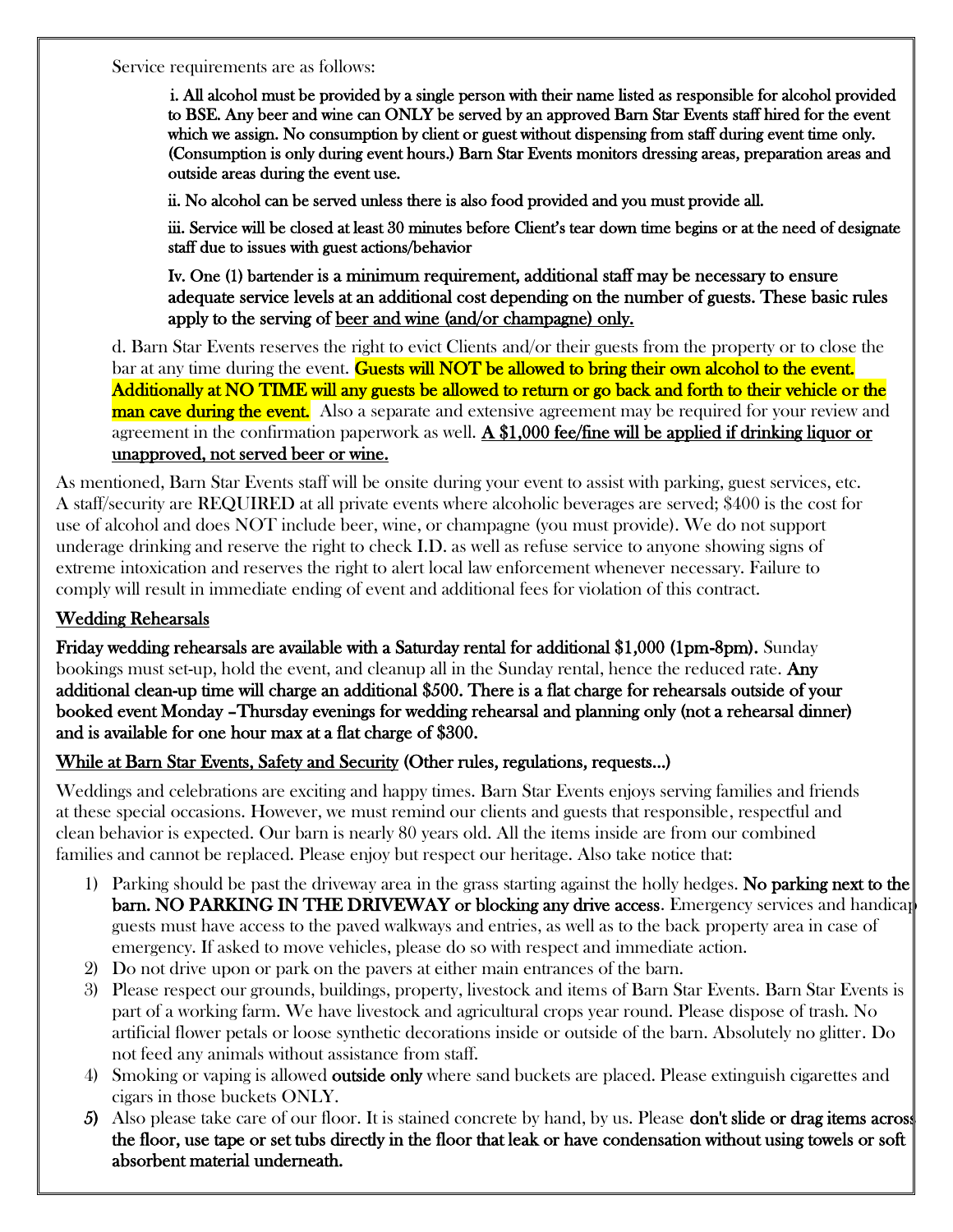Service requirements are as follows:

**i. All alcohol must be provided by a single person with their name listed as responsible for alcohol provided to BSE. Any beer and wine can ONLY be served by an approved Barn Star Events staff hired for the event which we assign. No consumption by client or guest without dispensing from staff during event time only. (Consumption is only during event hours.) Barn Star Events monitors dressing areas, preparation areas and outside areas during the event use.**

**ii. No alcohol can be served unless there is also food provided and you must provide all.**

**iii. Service will be closed at least 30 minutes before Client's tear down time begins or at the need of designate staff due to issues with guest actions/behavior**

**Iv. One (1) bartender is a minimum requirement, additional staff may be necessary to ensure adequate service levels at an additional cost depending on the number of guests. These basic rules apply to the serving of beer and wine (and/or champagne) only.**

d. Barn Star Events reserves the right to evict Clients and/or their guests from the property or to close the bar at any time during the event. **Guests will NOT be allowed to bring their own alcohol to the event. Additionally at NO TIME will any guests be allowed to return or go back and forth to their vehicle or the man cave during the event.** Also a separate and extensive agreement may be required for your review and agreement in the confirmation paperwork as well. **A $1,000 fee/fine will be applied if drinking liquor or unapproved, not served beer or wine.**

As mentioned, Barn Star Events staff will be onsite during your event to assist with parking, guest services, etc. A staff/security are REQUIRED at all private events where alcoholic beverages are served; $400 is the cost for use of alcohol and does NOT include beer, wine, or champagne (you must provide). We do not support underage drinking and reserve the right to check I.D. as well as refuse service to anyone showing signs of extreme intoxication and reserves the right to alert local law enforcement whenever necessary. Failure to comply will result in immediate ending of event and additional fees for violation of this contract.

## Wedding Rehearsals

**Friday wedding rehearsals are available with a Saturday rental for additional $1,000 (1pm-8pm).** Sunday bookings must set-up, hold the event, and cleanup all in the Sunday rental, hence the reduced rate. **Any additional clean-up time will charge an additional $500. There is a flat charge for rehearsals outside of your booked event Monday –Thursday evenings for wedding rehearsal and planning only (not a rehearsal dinner) and is available for one hour max at a flat charge of $300.**

## While at Barn Star Events, Safety and Security (Other rules, regulations, requests…)

Weddings and celebrations are exciting and happy times. Barn Star Events enjoys serving families and friends at these special occasions. However, we must remind our clients and guests that responsible, respectful and clean behavior is expected. Our barn is nearly 80 years old. All the items inside are from our combined families and cannot be replaced. Please enjoy but respect our heritage. Also take notice that:

1) Parking should be past the driveway area in the grass starting against the holly hedges. **No parking next to the barn. NO PARKING IN THE DRIVEWAY or blocking any drive access**. Emergency services and handicap guests must have access to the paved walkways and entries, as well as to the back property area in case of emergency. If asked to move vehicles, please do so with respect and immediate action.
2) Do not drive upon or park on the pavers at either main entrances of the barn.
3) Please respect our grounds, buildings, property, livestock and items of Barn Star Events. Barn Star Events is part of a working farm. We have livestock and agricultural crops year round. Please dispose of trash. No artificial flower petals or loose synthetic decorations inside or outside of the barn. Absolutely no glitter. Do not feed any animals without assistance from staff.
4) Smoking or vaping is allowed **outside only** where sand buckets are placed. Please extinguish cigarettes and cigars in those buckets ONLY.
5) Also please take care of our floor. It is stained concrete by hand, by us. Please **don't slide or drag items across the floor, use tape or set tubs directly in the floor that leak or have condensation without using towels or soft absorbent material underneath.**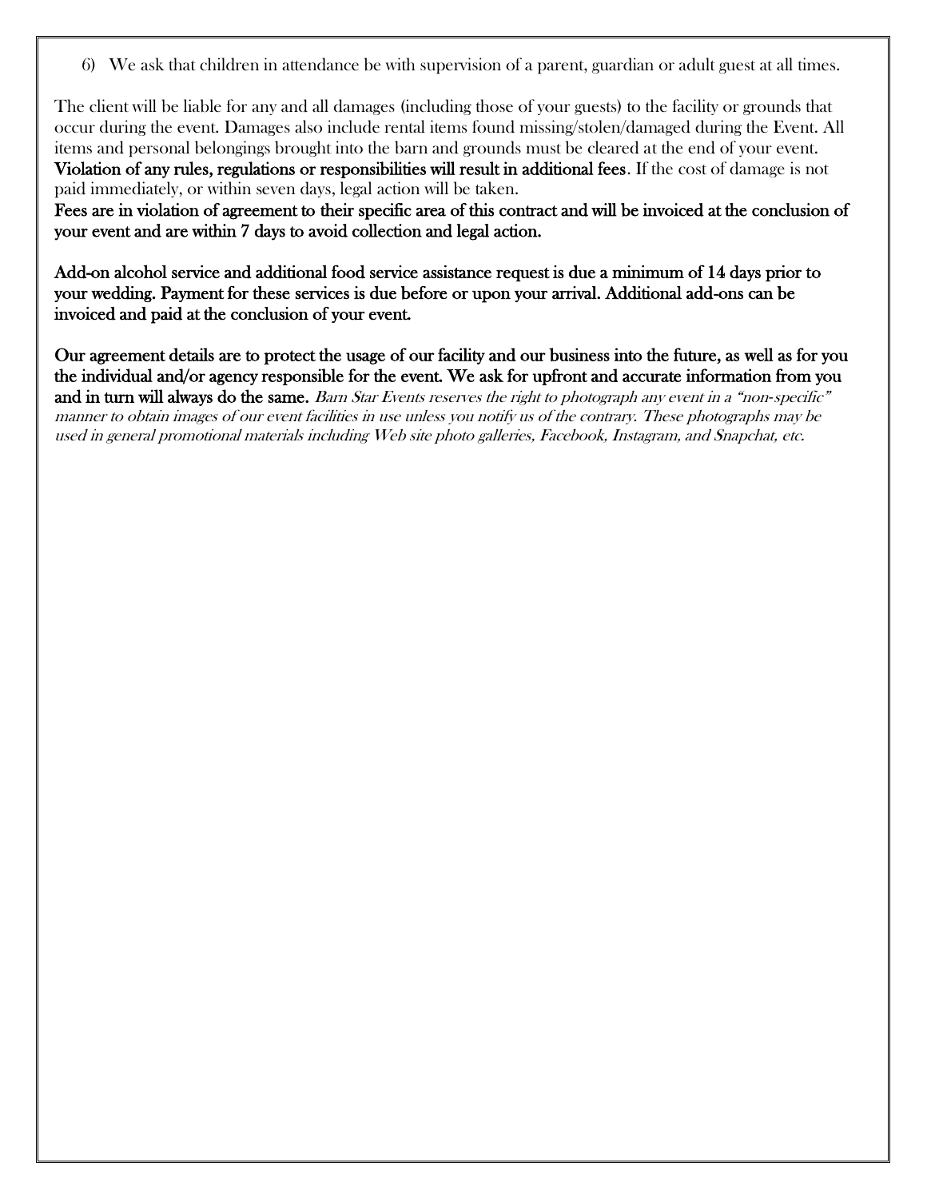6) We ask that children in attendance be with supervision of a parent, guardian or adult guest at all times.

The client will be liable for any and all damages (including those of your guests) to the facility or grounds that occur during the event. Damages also include rental items found missing/stolen/damaged during the Event. All items and personal belongings brought into the barn and grounds must be cleared at the end of your event. **Violation of any rules, regulations or responsibilities will result in additional fees**. If the cost of damage is not paid immediately, or within seven days, legal action will be taken.
**Fees are in violation of agreement to their specific area of this contract and will be invoiced at the conclusion of your event and are within 7 days to avoid collection and legal action.**

**Add-on alcohol service and additional food service assistance request is due a minimum of 14 days prior to your wedding. Payment for these services is due before or upon your arrival. Additional add-ons can be invoiced and paid at the conclusion of your event.**

**Our agreement details are to protect the usage of our facility and our business into the future, as well as for you the individual and/or agency responsible for the event. We ask for upfront and accurate information from you and in turn will always do the same.** *Barn Star Events reserves the right to photograph any event in a "non-specific" manner to obtain images of our event facilities in use unless you notify us of the contrary. These photographs may be used in general promotional materials including Web site photo galleries, Facebook, Instagram, and Snapchat, etc.*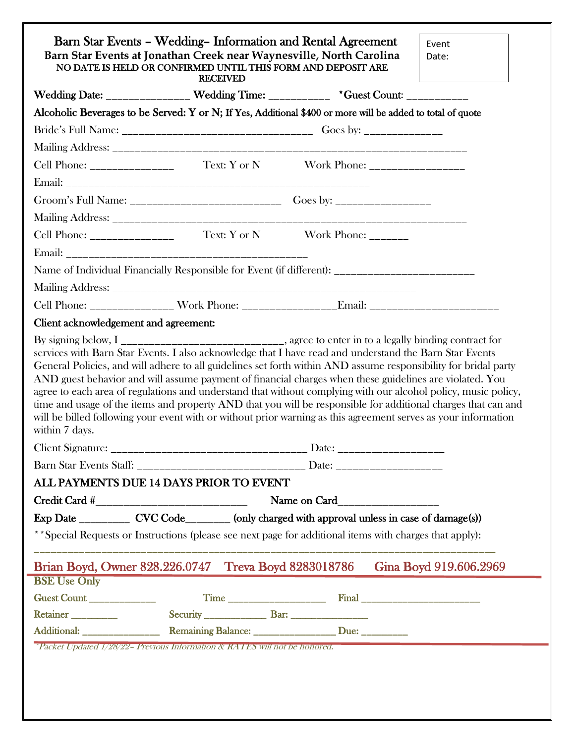# Barn Star Events – Wedding– Information and Rental Agreement

**Barn Star Events at Jonathan Creek near Waynesville, North Carolina**

**NO DATE IS HELD OR CONFIRMED UNTIL THIS FORM AND DEPOSIT ARE RECEIVED**

Event Date:

**Wedding Date:** _______________ **Wedding Time:** ___________ **\*Guest Count:** ___________

**Alcoholic Beverages to be Served: Y or N; If Yes, Additional $400 or more will be added to total of quote**

Bride's Full Name: __________________________________ Goes by: ______________

Mailing Address: ______________________________________________________________________

Cell Phone: _______________ Text: Y or N Work Phone: _________________

Email: _______________________________________________________

Groom's Full Name: ___________________________ Goes by: _________________

Mailing Address: ______________________________________________________________________

Cell Phone: _______________ Text: Y or N Work Phone: _______

Email: ____________________________________________

Name of Individual Financially Responsible for Event (if different): _________________________

Mailing Address: ____________________________________________________________

Cell Phone: _______________ Work Phone: _________________Email: ________________________

**Client acknowledgement and agreement:**

By signing below, I ______________________________, agree to enter in to a legally binding contract for services with Barn Star Events. I also acknowledge that I have read and understand the Barn Star Events General Policies, and will adhere to all guidelines set forth within AND assume responsibility for bridal party AND guest behavior and will assume payment of financial charges when these guidelines are violated. You agree to each area of regulations and understand that without complying with our alcohol policy, music policy, time and usage of the items and property AND that you will be responsible for additional charges that can and will be billed following your event with or without prior warning as this agreement serves as your information within 7 days.

Client Signature: ____________________________________ Date: ___________________

Barn Star Events Staff: _______________________________ Date: ___________________

**ALL PAYMENTS DUE 14 DAYS PRIOR TO EVENT**

**Credit Card #**_____________________________ **Name on Card**___________________

**Exp Date** _________ **CVC Code**________ **(only charged with approval unless in case of damage(s))**

\*\*Special Requests or Instructions (please see next page for additional items with charges that apply):

_____________________________________________________________________________________________

Brian Boyd, Owner 828.226.0747 Treva Boyd 8283018786 Gina Boyd 919.606.2969

**BSE Use Only**

Guest Count _____________ Time ___________________ Final _______________________

Retainer _________ Security ____________ Bar: _______________

Additional: _______________ Remaining Balance: ________________ Due: _________

*\*Packet Updated 1/28/22– Previous Information & RATES will not be honored.*